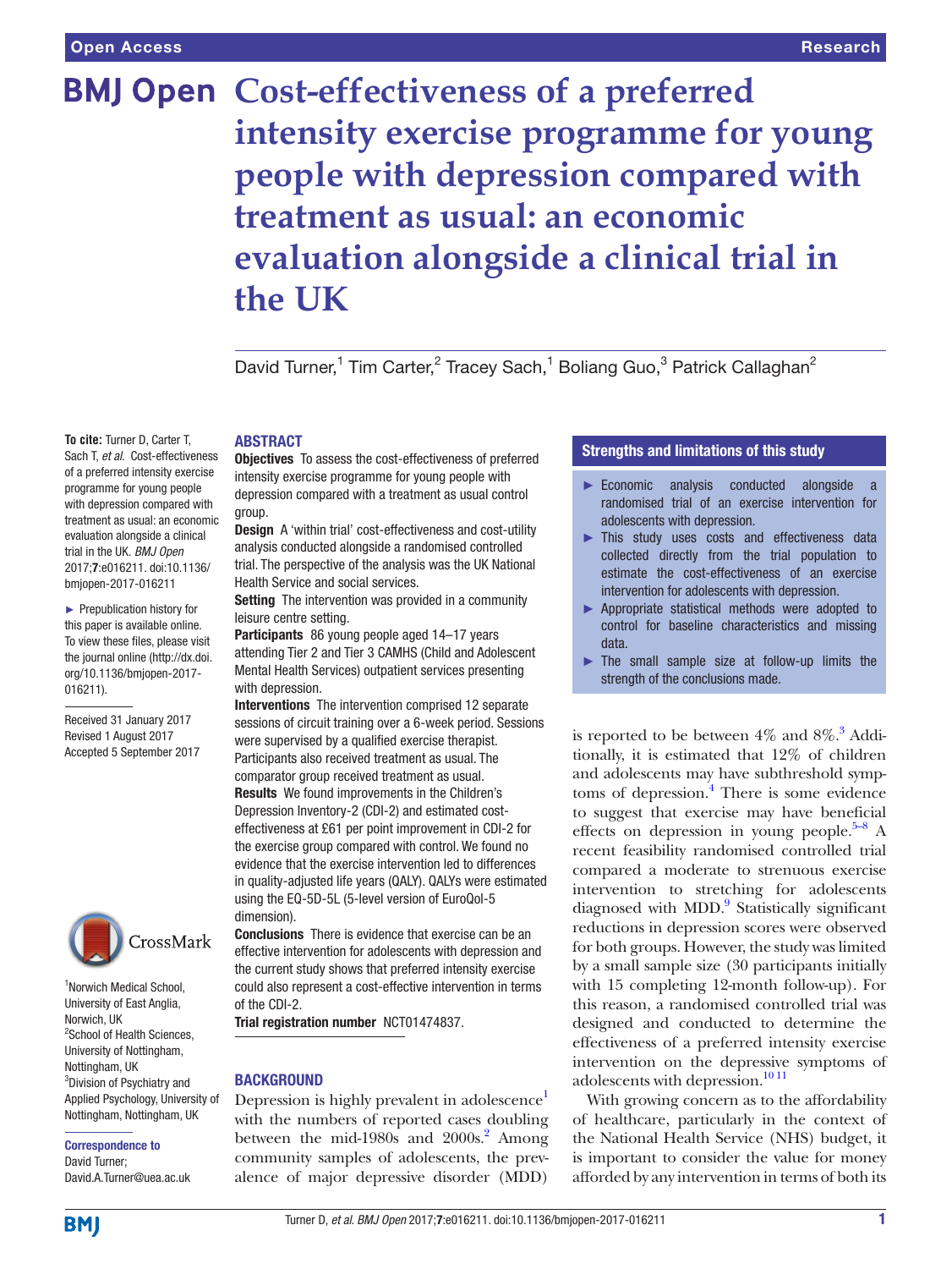# Cost-effectiveness of a preferred intensity exercise programme for young people with depression compared with treatment as usual: an economic evaluation alongside a clinical trial in the UK

David Turner,[1] Tim Carter,[2] Tracey Sach,[1] Boliang Guo,[3] Patrick Callaghan[2]

**To cite:** Turner D, Carter T, Sach T, *et al.* Cost-effectiveness of a preferred intensity exercise programme for young people with depression compared with treatment as usual: an economic evaluation alongside a clinical trial in the UK. *BMJ Open* 2017;**7**:e016211. doi:10.1136/bmjopen-2017-016211

► Prepublication history for this paper is available online. To view these files, please visit the journal online (http://dx.doi.org/10.1136/bmjopen-2017-016211).

Received 31 January 2017
Revised 1 August 2017
Accepted 5 September 2017

[1]Norwich Medical School, University of East Anglia, Norwich, UK
[2]School of Health Sciences, University of Nottingham, Nottingham, UK
[3]Division of Psychiatry and Applied Psychology, University of Nottingham, Nottingham, UK

**Correspondence to**
David Turner;
David.A.Turner@uea.ac.uk

## ABSTRACT

**Objectives** To assess the cost-effectiveness of preferred intensity exercise programme for young people with depression compared with a treatment as usual control group.

**Design** A 'within trial' cost-effectiveness and cost-utility analysis conducted alongside a randomised controlled trial. The perspective of the analysis was the UK National Health Service and social services.

**Setting** The intervention was provided in a community leisure centre setting.

**Participants** 86 young people aged 14–17 years attending Tier 2 and Tier 3 CAMHS (Child and Adolescent Mental Health Services) outpatient services presenting with depression.

**Interventions** The intervention comprised 12 separate sessions of circuit training over a 6-week period. Sessions were supervised by a qualified exercise therapist. Participants also received treatment as usual. The comparator group received treatment as usual.

**Results** We found improvements in the Children's Depression Inventory-2 (CDI-2) and estimated cost-effectiveness at £61 per point improvement in CDI-2 for the exercise group compared with control. We found no evidence that the exercise intervention led to differences in quality-adjusted life years (QALY). QALYs were estimated using the EQ-5D-5L (5-level version of EuroQol-5 dimension).

**Conclusions** There is evidence that exercise can be an effective intervention for adolescents with depression and the current study shows that preferred intensity exercise could also represent a cost-effective intervention in terms of the CDI-2.

**Trial registration number** NCT01474837.

## Strengths and limitations of this study

- ► Economic analysis conducted alongside a randomised trial of an exercise intervention for adolescents with depression.
- ► This study uses costs and effectiveness data collected directly from the trial population to estimate the cost-effectiveness of an exercise intervention for adolescents with depression.
- ► Appropriate statistical methods were adopted to control for baseline characteristics and missing data.
- ► The small sample size at follow-up limits the strength of the conclusions made.

## BACKGROUND

Depression is highly prevalent in adolescence[1] with the numbers of reported cases doubling between the mid-1980s and 2000s.[2] Among community samples of adolescents, the prevalence of major depressive disorder (MDD) is reported to be between 4% and 8%.[3] Additionally, it is estimated that 12% of children and adolescents may have subthreshold symptoms of depression.[4] There is some evidence to suggest that exercise may have beneficial effects on depression in young people.[5–8] A recent feasibility randomised controlled trial compared a moderate to strenuous exercise intervention to stretching for adolescents diagnosed with MDD.[9] Statistically significant reductions in depression scores were observed for both groups. However, the study was limited by a small sample size (30 participants initially with 15 completing 12-month follow-up). For this reason, a randomised controlled trial was designed and conducted to determine the effectiveness of a preferred intensity exercise intervention on the depressive symptoms of adolescents with depression.[10 11]

With growing concern as to the affordability of healthcare, particularly in the context of the National Health Service (NHS) budget, it is important to consider the value for money afforded by any intervention in terms of both its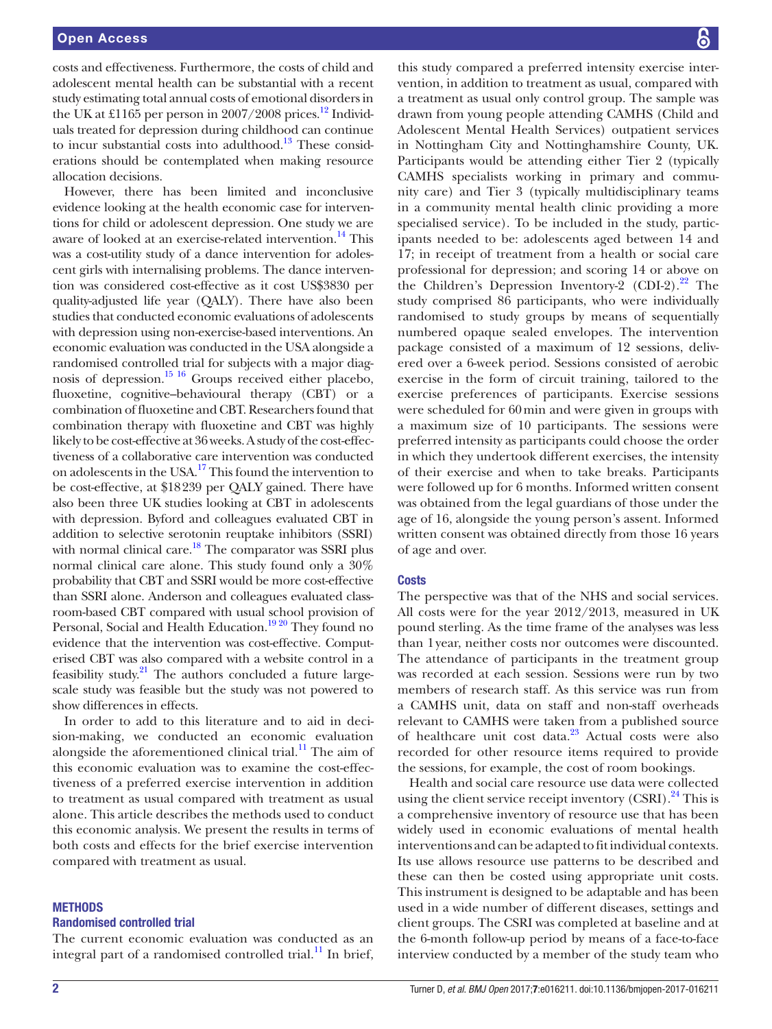costs and effectiveness. Furthermore, the costs of child and adolescent mental health can be substantial with a recent study estimating total annual costs of emotional disorders in the UK at £1165 per person in 2007/2008 prices.[12] Individuals treated for depression during childhood can continue to incur substantial costs into adulthood.[13] These considerations should be contemplated when making resource allocation decisions.

However, there has been limited and inconclusive evidence looking at the health economic case for interventions for child or adolescent depression. One study we are aware of looked at an exercise-related intervention.[14] This was a cost-utility study of a dance intervention for adolescent girls with internalising problems. The dance intervention was considered cost-effective as it cost US$3830 per quality-adjusted life year (QALY). There have also been studies that conducted economic evaluations of adolescents with depression using non-exercise-based interventions. An economic evaluation was conducted in the USA alongside a randomised controlled trial for subjects with a major diagnosis of depression.[15 16] Groups received either placebo, fluoxetine, cognitive–behavioural therapy (CBT) or a combination of fluoxetine and CBT. Researchers found that combination therapy with fluoxetine and CBT was highly likely to be cost-effective at 36 weeks. A study of the cost-effectiveness of a collaborative care intervention was conducted on adolescents in the USA.[17] This found the intervention to be cost-effective, at $18 239 per QALY gained. There have also been three UK studies looking at CBT in adolescents with depression. Byford and colleagues evaluated CBT in addition to selective serotonin reuptake inhibitors (SSRI) with normal clinical care.[18] The comparator was SSRI plus normal clinical care alone. This study found only a 30% probability that CBT and SSRI would be more cost-effective than SSRI alone. Anderson and colleagues evaluated classroom-based CBT compared with usual school provision of Personal, Social and Health Education.[19 20] They found no evidence that the intervention was cost-effective. Computerised CBT was also compared with a website control in a feasibility study.[21] The authors concluded a future large-scale study was feasible but the study was not powered to show differences in effects.

In order to add to this literature and to aid in decision-making, we conducted an economic evaluation alongside the aforementioned clinical trial.[11] The aim of this economic evaluation was to examine the cost-effectiveness of a preferred exercise intervention in addition to treatment as usual compared with treatment as usual alone. This article describes the methods used to conduct this economic analysis. We present the results in terms of both costs and effects for the brief exercise intervention compared with treatment as usual.

## METHODS

### Randomised controlled trial

The current economic evaluation was conducted as an integral part of a randomised controlled trial.[11] In brief, this study compared a preferred intensity exercise intervention, in addition to treatment as usual, compared with a treatment as usual only control group. The sample was drawn from young people attending CAMHS (Child and Adolescent Mental Health Services) outpatient services in Nottingham City and Nottinghamshire County, UK. Participants would be attending either Tier 2 (typically CAMHS specialists working in primary and community care) and Tier 3 (typically multidisciplinary teams in a community mental health clinic providing a more specialised service). To be included in the study, participants needed to be: adolescents aged between 14 and 17; in receipt of treatment from a health or social care professional for depression; and scoring 14 or above on the Children's Depression Inventory-2 (CDI-2).[22] The study comprised 86 participants, who were individually randomised to study groups by means of sequentially numbered opaque sealed envelopes. The intervention package consisted of a maximum of 12 sessions, delivered over a 6-week period. Sessions consisted of aerobic exercise in the form of circuit training, tailored to the exercise preferences of participants. Exercise sessions were scheduled for 60 min and were given in groups with a maximum size of 10 participants. The sessions were preferred intensity as participants could choose the order in which they undertook different exercises, the intensity of their exercise and when to take breaks. Participants were followed up for 6 months. Informed written consent was obtained from the legal guardians of those under the age of 16, alongside the young person's assent. Informed written consent was obtained directly from those 16 years of age and over.

### Costs

The perspective was that of the NHS and social services. All costs were for the year 2012/2013, measured in UK pound sterling. As the time frame of the analyses was less than 1 year, neither costs nor outcomes were discounted. The attendance of participants in the treatment group was recorded at each session. Sessions were run by two members of research staff. As this service was run from a CAMHS unit, data on staff and non-staff overheads relevant to CAMHS were taken from a published source of healthcare unit cost data.[23] Actual costs were also recorded for other resource items required to provide the sessions, for example, the cost of room bookings.

Health and social care resource use data were collected using the client service receipt inventory (CSRI).[24] This is a comprehensive inventory of resource use that has been widely used in economic evaluations of mental health interventions and can be adapted to fit individual contexts. Its use allows resource use patterns to be described and these can then be costed using appropriate unit costs. This instrument is designed to be adaptable and has been used in a wide number of different diseases, settings and client groups. The CSRI was completed at baseline and at the 6-month follow-up period by means of a face-to-face interview conducted by a member of the study team who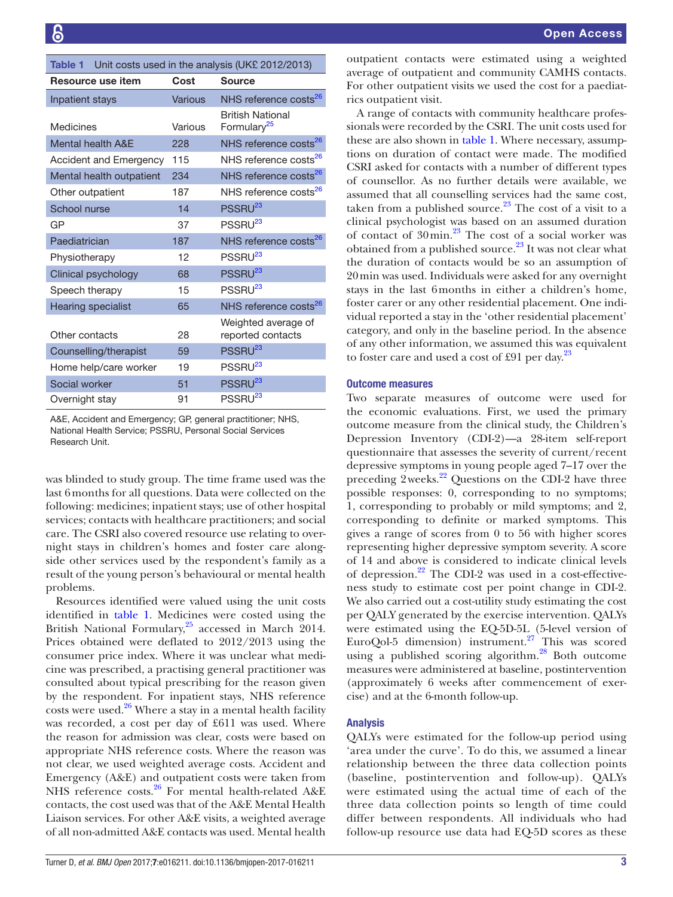**Table 1** Unit costs used in the analysis (UK£ 2012/2013)

| Resource use item | Cost | Source |
|---|---|---|
| Inpatient stays | Various | NHS reference costs[26] |
| Medicines | Various | British National Formulary[25] |
| Mental health A&E | 228 | NHS reference costs[26] |
| Accident and Emergency | 115 | NHS reference costs[26] |
| Mental health outpatient | 234 | NHS reference costs[26] |
| Other outpatient | 187 | NHS reference costs[26] |
| School nurse | 14 | PSSRU[23] |
| GP | 37 | PSSRU[23] |
| Paediatrician | 187 | NHS reference costs[26] |
| Physiotherapy | 12 | PSSRU[23] |
| Clinical psychology | 68 | PSSRU[23] |
| Speech therapy | 15 | PSSRU[23] |
| Hearing specialist | 65 | NHS reference costs[26] |
| Other contacts | 28 | Weighted average of reported contacts |
| Counselling/therapist | 59 | PSSRU[23] |
| Home help/care worker | 19 | PSSRU[23] |
| Social worker | 51 | PSSRU[23] |
| Overnight stay | 91 | PSSRU[23] |

A&E, Accident and Emergency; GP, general practitioner; NHS, National Health Service; PSSRU, Personal Social Services Research Unit.

was blinded to study group. The time frame used was the last 6 months for all questions. Data were collected on the following: medicines; inpatient stays; use of other hospital services; contacts with healthcare practitioners; and social care. The CSRI also covered resource use relating to overnight stays in children's homes and foster care alongside other services used by the respondent's family as a result of the young person's behavioural or mental health problems.

Resources identified were valued using the unit costs identified in table 1. Medicines were costed using the British National Formulary,[25] accessed in March 2014. Prices obtained were deflated to 2012/2013 using the consumer price index. Where it was unclear what medicine was prescribed, a practising general practitioner was consulted about typical prescribing for the reason given by the respondent. For inpatient stays, NHS reference costs were used.[26] Where a stay in a mental health facility was recorded, a cost per day of £611 was used. Where the reason for admission was clear, costs were based on appropriate NHS reference costs. Where the reason was not clear, we used weighted average costs. Accident and Emergency (A&E) and outpatient costs were taken from NHS reference costs.[26] For mental health-related A&E contacts, the cost used was that of the A&E Mental Health Liaison services. For other A&E visits, a weighted average of all non-admitted A&E contacts was used. Mental health outpatient contacts were estimated using a weighted average of outpatient and community CAMHS contacts. For other outpatient visits we used the cost for a paediatrics outpatient visit.

A range of contacts with community healthcare professionals were recorded by the CSRI. The unit costs used for these are also shown in table 1. Where necessary, assumptions on duration of contact were made. The modified CSRI asked for contacts with a number of different types of counsellor. As no further details were available, we assumed that all counselling services had the same cost, taken from a published source.[23] The cost of a visit to a clinical psychologist was based on an assumed duration of contact of 30 min.[23] The cost of a social worker was obtained from a published source.[23] It was not clear what the duration of contacts would be so an assumption of 20 min was used. Individuals were asked for any overnight stays in the last 6 months in either a children's home, foster carer or any other residential placement. One individual reported a stay in the 'other residential placement' category, and only in the baseline period. In the absence of any other information, we assumed this was equivalent to foster care and used a cost of £91 per day.[23]

### Outcome measures

Two separate measures of outcome were used for the economic evaluations. First, we used the primary outcome measure from the clinical study, the Children's Depression Inventory (CDI-2)—a 28-item self-report questionnaire that assesses the severity of current/recent depressive symptoms in young people aged 7–17 over the preceding 2 weeks.[22] Questions on the CDI-2 have three possible responses: 0, corresponding to no symptoms; 1, corresponding to probably or mild symptoms; and 2, corresponding to definite or marked symptoms. This gives a range of scores from 0 to 56 with higher scores representing higher depressive symptom severity. A score of 14 and above is considered to indicate clinical levels of depression.[22] The CDI-2 was used in a cost-effectiveness study to estimate cost per point change in CDI-2. We also carried out a cost-utility study estimating the cost per QALY generated by the exercise intervention. QALYs were estimated using the EQ-5D-5L (5-level version of EuroQol-5 dimension) instrument.[27] This was scored using a published scoring algorithm.[28] Both outcome measures were administered at baseline, postintervention (approximately 6 weeks after commencement of exercise) and at the 6-month follow-up.

### Analysis

QALYs were estimated for the follow-up period using 'area under the curve'. To do this, we assumed a linear relationship between the three data collection points (baseline, postintervention and follow-up). QALYs were estimated using the actual time of each of the three data collection points so length of time could differ between respondents. All individuals who had follow-up resource use data had EQ-5D scores as these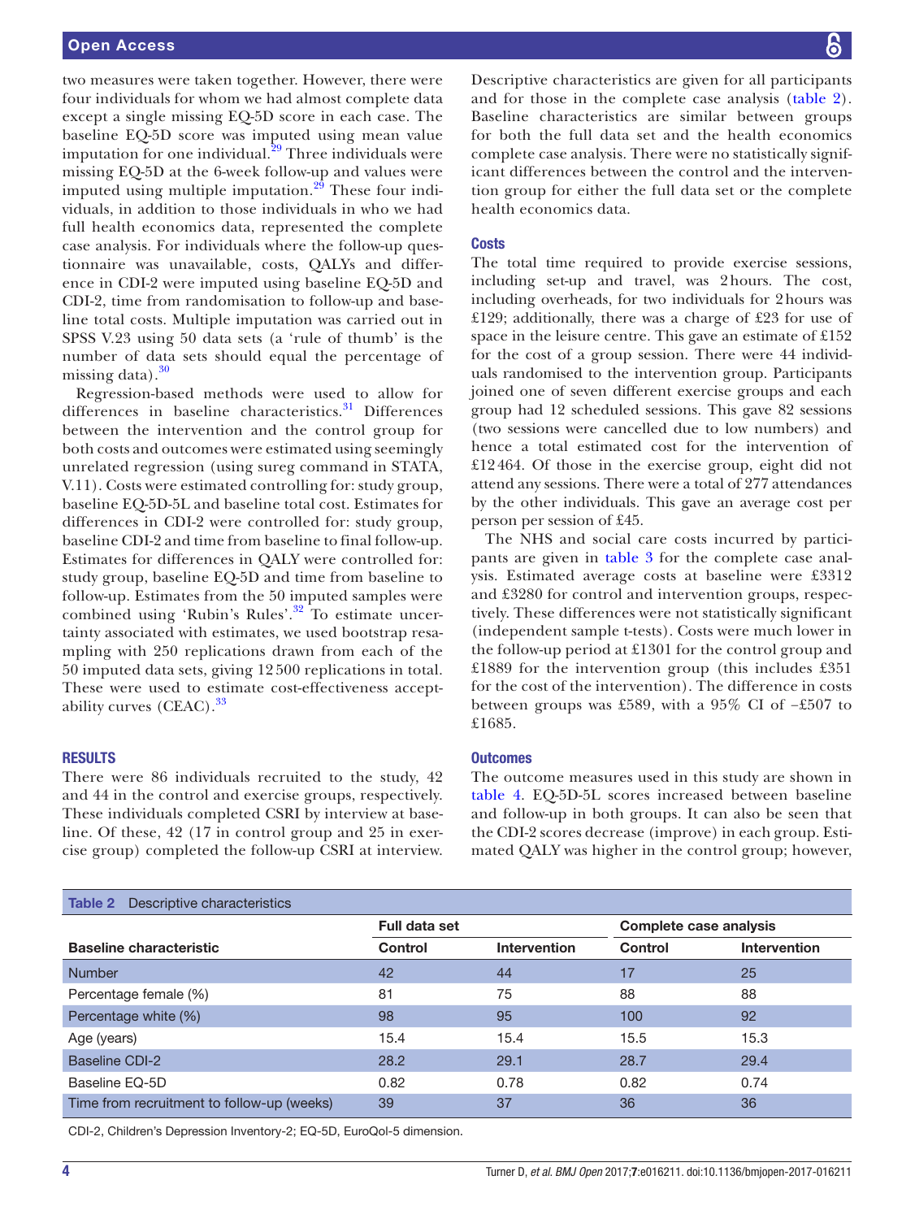two measures were taken together. However, there were four individuals for whom we had almost complete data except a single missing EQ-5D score in each case. The baseline EQ-5D score was imputed using mean value imputation for one individual.[29] Three individuals were missing EQ-5D at the 6-week follow-up and values were imputed using multiple imputation.[29] These four individuals, in addition to those individuals in who we had full health economics data, represented the complete case analysis. For individuals where the follow-up questionnaire was unavailable, costs, QALYs and difference in CDI-2 were imputed using baseline EQ-5D and CDI-2, time from randomisation to follow-up and baseline total costs. Multiple imputation was carried out in SPSS V.23 using 50 data sets (a 'rule of thumb' is the number of data sets should equal the percentage of missing data).[30]

Regression-based methods were used to allow for differences in baseline characteristics.[31] Differences between the intervention and the control group for both costs and outcomes were estimated using seemingly unrelated regression (using sureg command in STATA, V.11). Costs were estimated controlling for: study group, baseline EQ-5D-5L and baseline total cost. Estimates for differences in CDI-2 were controlled for: study group, baseline CDI-2 and time from baseline to final follow-up. Estimates for differences in QALY were controlled for: study group, baseline EQ-5D and time from baseline to follow-up. Estimates from the 50 imputed samples were combined using 'Rubin's Rules'.[32] To estimate uncertainty associated with estimates, we used bootstrap resampling with 250 replications drawn from each of the 50 imputed data sets, giving 12 500 replications in total. These were used to estimate cost-effectiveness acceptability curves (CEAC).[33]

## RESULTS

There were 86 individuals recruited to the study, 42 and 44 in the control and exercise groups, respectively. These individuals completed CSRI by interview at baseline. Of these, 42 (17 in control group and 25 in exercise group) completed the follow-up CSRI at interview. Descriptive characteristics are given for all participants and for those in the complete case analysis (table 2). Baseline characteristics are similar between groups for both the full data set and the health economics complete case analysis. There were no statistically significant differences between the control and the intervention group for either the full data set or the complete health economics data.

### Costs

The total time required to provide exercise sessions, including set-up and travel, was 2 hours. The cost, including overheads, for two individuals for 2 hours was £129; additionally, there was a charge of £23 for use of space in the leisure centre. This gave an estimate of £152 for the cost of a group session. There were 44 individuals randomised to the intervention group. Participants joined one of seven different exercise groups and each group had 12 scheduled sessions. This gave 82 sessions (two sessions were cancelled due to low numbers) and hence a total estimated cost for the intervention of £12 464. Of those in the exercise group, eight did not attend any sessions. There were a total of 277 attendances by the other individuals. This gave an average cost per person per session of £45.

The NHS and social care costs incurred by participants are given in table 3 for the complete case analysis. Estimated average costs at baseline were £3312 and £3280 for control and intervention groups, respectively. These differences were not statistically significant (independent sample t-tests). Costs were much lower in the follow-up period at £1301 for the control group and £1889 for the intervention group (this includes £351 for the cost of the intervention). The difference in costs between groups was £589, with a 95% CI of −£507 to £1685.

### Outcomes

The outcome measures used in this study are shown in table 4. EQ-5D-5L scores increased between baseline and follow-up in both groups. It can also be seen that the CDI-2 scores decrease (improve) in each group. Estimated QALY was higher in the control group; however,

**Table 2** Descriptive characteristics

| | Full data set | | Complete case analysis | |
|---|---|---|---|---|
| **Baseline characteristic** | **Control** | **Intervention** | **Control** | **Intervention** |
| Number | 42 | 44 | 17 | 25 |
| Percentage female (%) | 81 | 75 | 88 | 88 |
| Percentage white (%) | 98 | 95 | 100 | 92 |
| Age (years) | 15.4 | 15.4 | 15.5 | 15.3 |
| Baseline CDI-2 | 28.2 | 29.1 | 28.7 | 29.4 |
| Baseline EQ-5D | 0.82 | 0.78 | 0.82 | 0.74 |
| Time from recruitment to follow-up (weeks) | 39 | 37 | 36 | 36 |

CDI-2, Children's Depression Inventory-2; EQ-5D, EuroQol-5 dimension.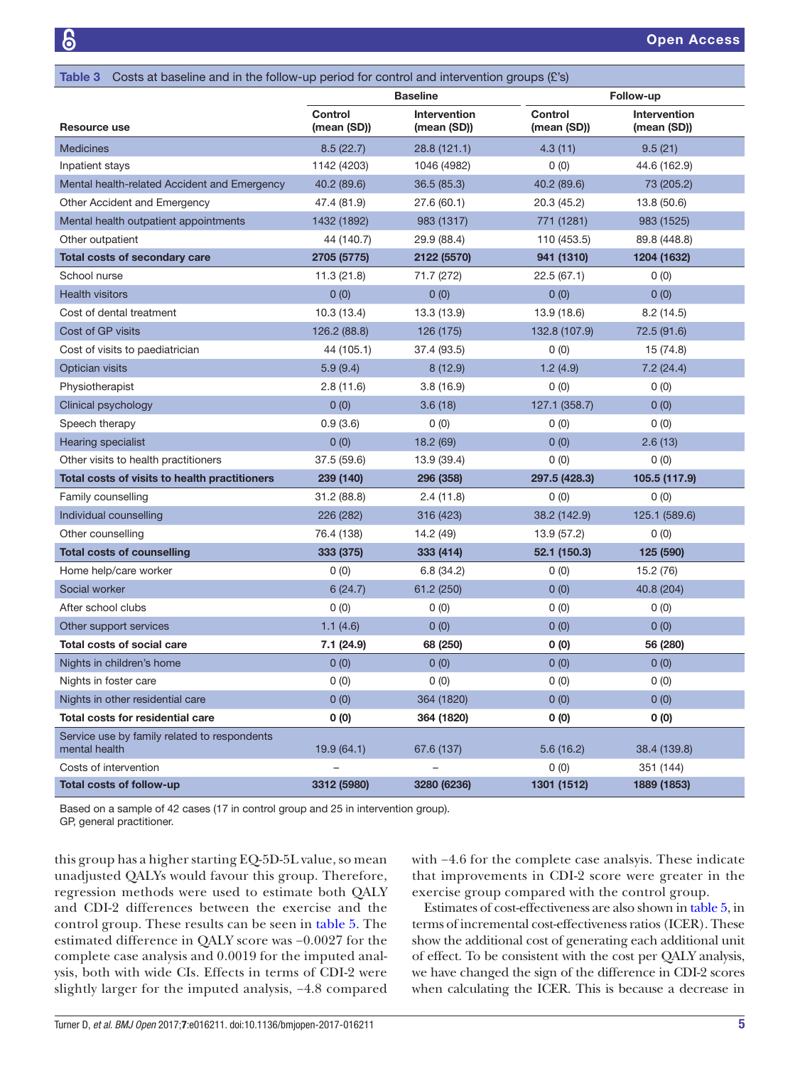**Table 3** Costs at baseline and in the follow-up period for control and intervention groups (£'s)

| | Baseline | | Follow-up | |
|---|---|---|---|---|
| **Resource use** | **Control (mean (SD))** | **Intervention (mean (SD))** | **Control (mean (SD))** | **Intervention (mean (SD))** |
| Medicines | 8.5 (22.7) | 28.8 (121.1) | 4.3 (11) | 9.5 (21) |
| Inpatient stays | 1142 (4203) | 1046 (4982) | 0 (0) | 44.6 (162.9) |
| Mental health-related Accident and Emergency | 40.2 (89.6) | 36.5 (85.3) | 40.2 (89.6) | 73 (205.2) |
| Other Accident and Emergency | 47.4 (81.9) | 27.6 (60.1) | 20.3 (45.2) | 13.8 (50.6) |
| Mental health outpatient appointments | 1432 (1892) | 983 (1317) | 771 (1281) | 983 (1525) |
| Other outpatient | 44 (140.7) | 29.9 (88.4) | 110 (453.5) | 89.8 (448.8) |
| **Total costs of secondary care** | **2705 (5775)** | **2122 (5570)** | **941 (1310)** | **1204 (1632)** |
| School nurse | 11.3 (21.8) | 71.7 (272) | 22.5 (67.1) | 0 (0) |
| Health visitors | 0 (0) | 0 (0) | 0 (0) | 0 (0) |
| Cost of dental treatment | 10.3 (13.4) | 13.3 (13.9) | 13.9 (18.6) | 8.2 (14.5) |
| Cost of GP visits | 126.2 (88.8) | 126 (175) | 132.8 (107.9) | 72.5 (91.6) |
| Cost of visits to paediatrician | 44 (105.1) | 37.4 (93.5) | 0 (0) | 15 (74.8) |
| Optician visits | 5.9 (9.4) | 8 (12.9) | 1.2 (4.9) | 7.2 (24.4) |
| Physiotherapist | 2.8 (11.6) | 3.8 (16.9) | 0 (0) | 0 (0) |
| Clinical psychology | 0 (0) | 3.6 (18) | 127.1 (358.7) | 0 (0) |
| Speech therapy | 0.9 (3.6) | 0 (0) | 0 (0) | 0 (0) |
| Hearing specialist | 0 (0) | 18.2 (69) | 0 (0) | 2.6 (13) |
| Other visits to health practitioners | 37.5 (59.6) | 13.9 (39.4) | 0 (0) | 0 (0) |
| **Total costs of visits to health practitioners** | **239 (140)** | **296 (358)** | **297.5 (428.3)** | **105.5 (117.9)** |
| Family counselling | 31.2 (88.8) | 2.4 (11.8) | 0 (0) | 0 (0) |
| Individual counselling | 226 (282) | 316 (423) | 38.2 (142.9) | 125.1 (589.6) |
| Other counselling | 76.4 (138) | 14.2 (49) | 13.9 (57.2) | 0 (0) |
| **Total costs of counselling** | **333 (375)** | **333 (414)** | **52.1 (150.3)** | **125 (590)** |
| Home help/care worker | 0 (0) | 6.8 (34.2) | 0 (0) | 15.2 (76) |
| Social worker | 6 (24.7) | 61.2 (250) | 0 (0) | 40.8 (204) |
| After school clubs | 0 (0) | 0 (0) | 0 (0) | 0 (0) |
| Other support services | 1.1 (4.6) | 0 (0) | 0 (0) | 0 (0) |
| **Total costs of social care** | **7.1 (24.9)** | **68 (250)** | **0 (0)** | **56 (280)** |
| Nights in children's home | 0 (0) | 0 (0) | 0 (0) | 0 (0) |
| Nights in foster care | 0 (0) | 0 (0) | 0 (0) | 0 (0) |
| Nights in other residential care | 0 (0) | 364 (1820) | 0 (0) | 0 (0) |
| **Total costs for residential care** | **0 (0)** | **364 (1820)** | **0 (0)** | **0 (0)** |
| Service use by family related to respondents mental health | 19.9 (64.1) | 67.6 (137) | 5.6 (16.2) | 38.4 (139.8) |
| Costs of intervention | – | – | 0 (0) | 351 (144) |
| **Total costs of follow-up** | **3312 (5980)** | **3280 (6236)** | **1301 (1512)** | **1889 (1853)** |

Based on a sample of 42 cases (17 in control group and 25 in intervention group).
GP, general practitioner.

this group has a higher starting EQ-5D-5L value, so mean unadjusted QALYs would favour this group. Therefore, regression methods were used to estimate both QALY and CDI-2 differences between the exercise and the control group. These results can be seen in table 5. The estimated difference in QALY score was −0.0027 for the complete case analysis and 0.0019 for the imputed analysis, both with wide CIs. Effects in terms of CDI-2 were slightly larger for the imputed analysis, −4.8 compared with −4.6 for the complete case analaysis. These indicate that improvements in CDI-2 score were greater in the exercise group compared with the control group.

Estimates of cost-effectiveness are also shown in table 5, in terms of incremental cost-effectiveness ratios (ICER). These show the additional cost of generating each additional unit of effect. To be consistent with the cost per QALY analysis, we have changed the sign of the difference in CDI-2 scores when calculating the ICER. This is because a decrease in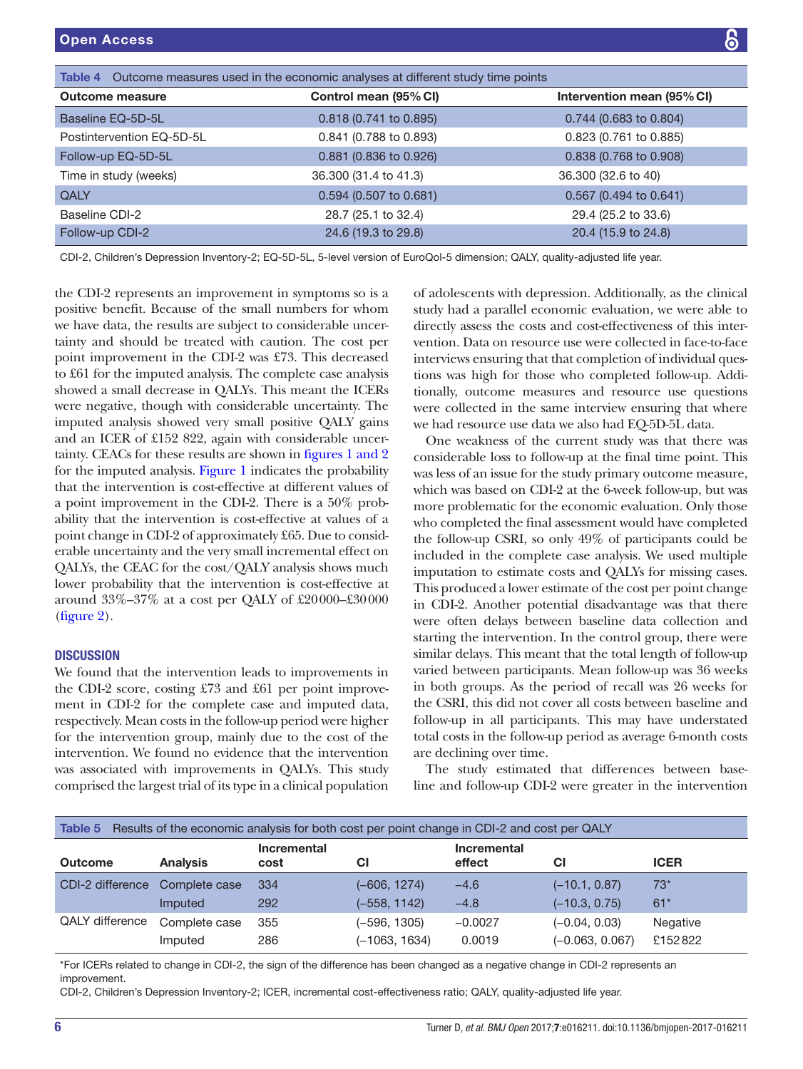**Table 4** Outcome measures used in the economic analyses at different study time points

| Outcome measure | Control mean (95% CI) | Intervention mean (95% CI) |
|---|---|---|
| Baseline EQ-5D-5L | 0.818 (0.741 to 0.895) | 0.744 (0.683 to 0.804) |
| Postintervention EQ-5D-5L | 0.841 (0.788 to 0.893) | 0.823 (0.761 to 0.885) |
| Follow-up EQ-5D-5L | 0.881 (0.836 to 0.926) | 0.838 (0.768 to 0.908) |
| Time in study (weeks) | 36.300 (31.4 to 41.3) | 36.300 (32.6 to 40) |
| QALY | 0.594 (0.507 to 0.681) | 0.567 (0.494 to 0.641) |
| Baseline CDI-2 | 28.7 (25.1 to 32.4) | 29.4 (25.2 to 33.6) |
| Follow-up CDI-2 | 24.6 (19.3 to 29.8) | 20.4 (15.9 to 24.8) |

CDI-2, Children's Depression Inventory-2; EQ-5D-5L, 5-level version of EuroQol-5 dimension; QALY, quality-adjusted life year.

the CDI-2 represents an improvement in symptoms so is a positive benefit. Because of the small numbers for whom we have data, the results are subject to considerable uncertainty and should be treated with caution. The cost per point improvement in the CDI-2 was £73. This decreased to £61 for the imputed analysis. The complete case analysis showed a small decrease in QALYs. This meant the ICERs were negative, though with considerable uncertainty. The imputed analysis showed very small positive QALY gains and an ICER of £152 822, again with considerable uncertainty. CEACs for these results are shown in figures 1 and 2 for the imputed analysis. Figure 1 indicates the probability that the intervention is cost-effective at different values of a point improvement in the CDI-2. There is a 50% probability that the intervention is cost-effective at values of a point change in CDI-2 of approximately £65. Due to considerable uncertainty and the very small incremental effect on QALYs, the CEAC for the cost/QALY analysis shows much lower probability that the intervention is cost-effective at around 33%–37% at a cost per QALY of £20 000–£30 000 (figure 2).

## DISCUSSION

We found that the intervention leads to improvements in the CDI-2 score, costing £73 and £61 per point improvement in CDI-2 for the complete case and imputed data, respectively. Mean costs in the follow-up period were higher for the intervention group, mainly due to the cost of the intervention. We found no evidence that the intervention was associated with improvements in QALYs. This study comprised the largest trial of its type in a clinical population of adolescents with depression. Additionally, as the clinical study had a parallel economic evaluation, we were able to directly assess the costs and cost-effectiveness of this intervention. Data on resource use were collected in face-to-face interviews ensuring that that completion of individual questions was high for those who completed follow-up. Additionally, outcome measures and resource use questions were collected in the same interview ensuring that where we had resource use data we also had EQ-5D-5L data.

One weakness of the current study was that there was considerable loss to follow-up at the final time point. This was less of an issue for the study primary outcome measure, which was based on CDI-2 at the 6-week follow-up, but was more problematic for the economic evaluation. Only those who completed the final assessment would have completed the follow-up CSRI, so only 49% of participants could be included in the complete case analysis. We used multiple imputation to estimate costs and QALYs for missing cases. This produced a lower estimate of the cost per point change in CDI-2. Another potential disadvantage was that there were often delays between baseline data collection and starting the intervention. In the control group, there were similar delays. This meant that the total length of follow-up varied between participants. Mean follow-up was 36 weeks in both groups. As the period of recall was 26 weeks for the CSRI, this did not cover all costs between baseline and follow-up in all participants. This may have understated total costs in the follow-up period as average 6-month costs are declining over time.

The study estimated that differences between baseline and follow-up CDI-2 were greater in the intervention

**Table 5** Results of the economic analysis for both cost per point change in CDI-2 and cost per QALY

| Outcome | Analysis | Incremental cost | CI | Incremental effect | CI | ICER |
|---|---|---|---|---|---|---|
| CDI-2 difference | Complete case | 334 | (−606, 1274) | −4.6 | (−10.1, 0.87) | 73* |
| | Imputed | 292 | (−558, 1142) | −4.8 | (−10.3, 0.75) | 61* |
| QALY difference | Complete case | 355 | (−596, 1305) | −0.0027 | (−0.04, 0.03) | Negative |
| | Imputed | 286 | (−1063, 1634) | 0.0019 | (−0.063, 0.067) | £152 822 |

*For ICERs related to change in CDI-2, the sign of the difference has been changed as a negative change in CDI-2 represents an improvement.
CDI-2, Children's Depression Inventory-2; ICER, incremental cost-effectiveness ratio; QALY, quality-adjusted life year.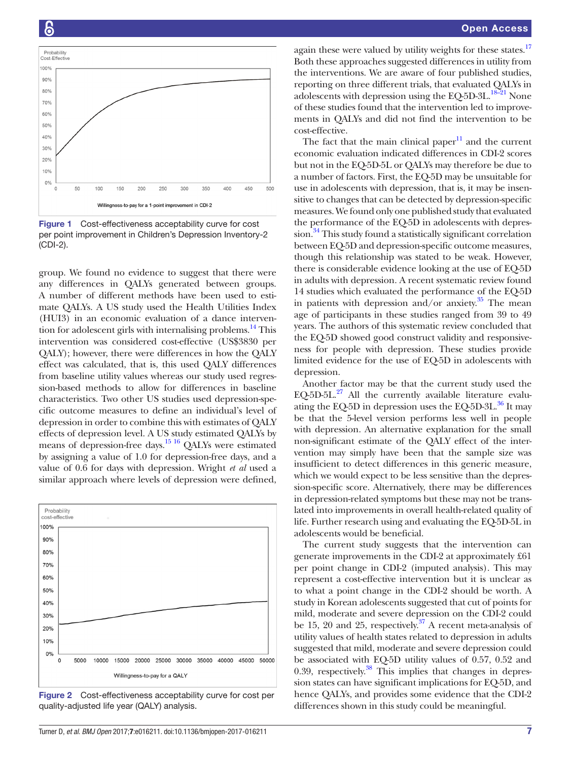Figure 1 Cost-effectiveness acceptability curve for cost per point improvement in Children's Depression Inventory-2 (CDI-2).

group. We found no evidence to suggest that there were any differences in QALYs generated between groups. A number of different methods have been used to estimate QALYs. A US study used the Health Utilities Index (HUI3) in an economic evaluation of a dance intervention for adolescent girls with internalising problems.[14] This intervention was considered cost-effective (US$3830 per QALY); however, there were differences in how the QALY effect was calculated, that is, this used QALY differences from baseline utility values whereas our study used regression-based methods to allow for differences in baseline characteristics. Two other US studies used depression-specific outcome measures to define an individual's level of depression in order to combine this with estimates of QALY effects of depression level. A US study estimated QALYs by means of depression-free days.[15 16] QALYs were estimated by assigning a value of 1.0 for depression-free days, and a value of 0.6 for days with depression. Wright *et al* used a similar approach where levels of depression were defined,

Figure 2 Cost-effectiveness acceptability curve for cost per quality-adjusted life year (QALY) analysis.

again these were valued by utility weights for these states.[17] Both these approaches suggested differences in utility from the interventions. We are aware of four published studies, reporting on three different trials, that evaluated QALYs in adolescents with depression using the EQ-5D-3L.[18–21] None of these studies found that the intervention led to improvements in QALYs and did not find the intervention to be cost-effective.

The fact that the main clinical paper[11] and the current economic evaluation indicated differences in CDI-2 scores but not in the EQ-5D-5L or QALYs may therefore be due to a number of factors. First, the EQ-5D may be unsuitable for use in adolescents with depression, that is, it may be insensitive to changes that can be detected by depression-specific measures. We found only one published study that evaluated the performance of the EQ-5D in adolescents with depression.[34] This study found a statistically significant correlation between EQ-5D and depression-specific outcome measures, though this relationship was stated to be weak. However, there is considerable evidence looking at the use of EQ-5D in adults with depression. A recent systematic review found 14 studies which evaluated the performance of the EQ-5D in patients with depression and/or anxiety.[35] The mean age of participants in these studies ranged from 39 to 49 years. The authors of this systematic review concluded that the EQ-5D showed good construct validity and responsiveness for people with depression. These studies provide limited evidence for the use of EQ-5D in adolescents with depression.

Another factor may be that the current study used the EQ-5D-5L.[27] All the currently available literature evaluating the EQ-5D in depression uses the EQ-5D-3L.[36] It may be that the 5-level version performs less well in people with depression. An alternative explanation for the small non-significant estimate of the QALY effect of the intervention may simply have been that the sample size was insufficient to detect differences in this generic measure, which we would expect to be less sensitive than the depression-specific score. Alternatively, there may be differences in depression-related symptoms but these may not be translated into improvements in overall health-related quality of life. Further research using and evaluating the EQ-5D-5L in adolescents would be beneficial.

The current study suggests that the intervention can generate improvements in the CDI-2 at approximately £61 per point change in CDI-2 (imputed analysis). This may represent a cost-effective intervention but it is unclear as to what a point change in the CDI-2 should be worth. A study in Korean adolescents suggested that cut of points for mild, moderate and severe depression on the CDI-2 could be 15, 20 and 25, respectively.[37] A recent meta-analysis of utility values of health states related to depression in adults suggested that mild, moderate and severe depression could be associated with EQ-5D utility values of 0.57, 0.52 and 0.39, respectively.[38] This implies that changes in depression states can have significant implications for EQ-5D, and hence QALYs, and provides some evidence that the CDI-2 differences shown in this study could be meaningful.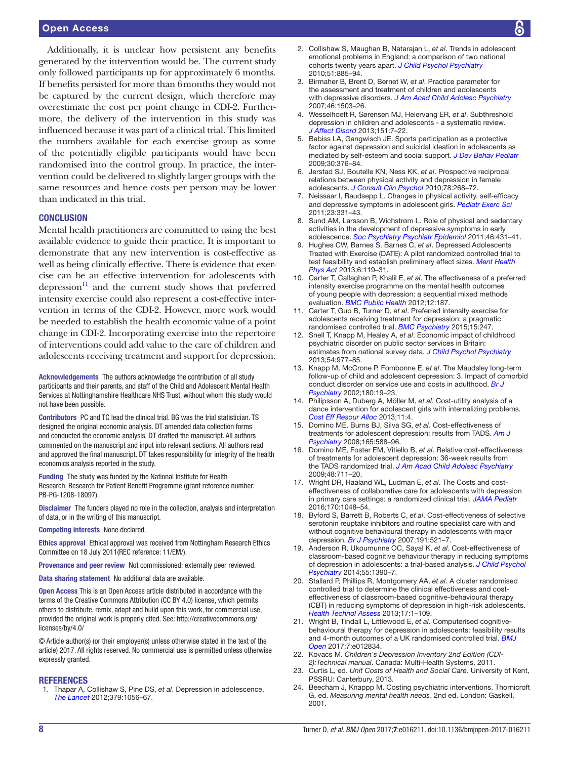Additionally, it is unclear how persistent any benefits generated by the intervention would be. The current study only followed participants up for approximately 6 months. If benefits persisted for more than 6 months they would not be captured by the current design, which therefore may overestimate the cost per point change in CDI-2. Furthermore, the delivery of the intervention in this study was influenced because it was part of a clinical trial. This limited the numbers available for each exercise group as some of the potentially eligible participants would have been randomised into the control group. In practice, the intervention could be delivered to slightly larger groups with the same resources and hence costs per person may be lower than indicated in this trial.

## CONCLUSION

Mental health practitioners are committed to using the best available evidence to guide their practice. It is important to demonstrate that any new intervention is cost-effective as well as being clinically effective. There is evidence that exercise can be an effective intervention for adolescents with depression[11] and the current study shows that preferred intensity exercise could also represent a cost-effective intervention in terms of the CDI-2. However, more work would be needed to establish the health economic value of a point change in CDI-2. Incorporating exercise into the repertoire of interventions could add value to the care of children and adolescents receiving treatment and support for depression.

**Acknowledgements** The authors acknowledge the contribution of all study participants and their parents, and staff of the Child and Adolescent Mental Health Services at Nottinghamshire Healthcare NHS Trust, without whom this study would not have been possible.

**Contributors** PC and TC lead the clinical trial. BG was the trial statistician. TS designed the original economic analysis. DT amended data collection forms and conducted the economic analysis. DT drafted the manuscript. All authors commented on the manuscript and input into relevant sections. All authors read and approved the final manuscript. DT takes responsibility for integrity of the health economics analysis reported in the study.

**Funding** The study was funded by the National Institute for Health Research, Research for Patient Benefit Programme (grant reference number: PB-PG-1208-18097).

**Disclaimer** The funders played no role in the collection, analysis and interpretation of data, or in the writing of this manuscript.

**Competing interests** None declared.

**Ethics approval** Ethical approval was received from Nottingham Research Ethics Committee on 18 July 2011(REC reference: 11/EM/).

**Provenance and peer review** Not commissioned; externally peer reviewed.

**Data sharing statement** No additional data are available.

**Open Access** This is an Open Access article distributed in accordance with the terms of the Creative Commons Attribution (CC BY 4.0) license, which permits others to distribute, remix, adapt and build upon this work, for commercial use, provided the original work is properly cited. See: http://creativecommons.org/licenses/by/4.0/

© Article author(s) (or their employer(s) unless otherwise stated in the text of the article) 2017. All rights reserved. No commercial use is permitted unless otherwise expressly granted.

## REFERENCES

1. Thapar A, Collishaw S, Pine DS, *et al*. Depression in adolescence. *The Lancet* 2012;379:1056–67.
2. Collishaw S, Maughan B, Natarajan L, *et al*. Trends in adolescent emotional problems in England: a comparison of two national cohorts twenty years apart. *J Child Psychol Psychiatry* 2010;51:885–94.
3. Birmaher B, Brent D, Bernet W, *et al*. Practice parameter for the assessment and treatment of children and adolescents with depressive disorders. *J Am Acad Child Adolesc Psychiatry* 2007;46:1503–26.
4. Wesselhoeft R, Sørensen MJ, Heiervang ER, *et al*. Subthreshold depression in children and adolescents - a systematic review. *J Affect Disord* 2013;151:7–22.
5. Babiss LA, Gangwisch JE. Sports participation as a protective factor against depression and suicidal ideation in adolescents as mediated by self-esteem and social support. *J Dev Behav Pediatr* 2009;30:376–84.
6. Jerstad SJ, Boutelle KN, Ness KK, *et al*. Prospective reciprocal relations between physical activity and depression in female adolescents. *J Consult Clin Psychol* 2010;78:268–72.
7. Neissaar I, Raudsepp L. Changes in physical activity, self-efficacy and depressive symptoms in adolescent girls. *Pediatr Exerc Sci* 2011;23:331–43.
8. Sund AM, Larsson B, Wichstrøm L. Role of physical and sedentary activities in the development of depressive symptoms in early adolescence. *Soc Psychiatry Psychiatr Epidemiol* 2011;46:431–41.
9. Hughes CW, Barnes S, Barnes C, *et al*. Depressed Adolescents Treated with Exercise (DATE): A pilot randomized controlled trial to test feasibility and establish preliminary effect sizes. *Ment Health Phys Act* 2013;6:119–31.
10. Carter T, Callaghan P, Khalil E, *et al*. The effectiveness of a preferred intensity exercise programme on the mental health outcomes of young people with depression: a sequential mixed methods evaluation. *BMC Public Health* 2012;12:187.
11. Carter T, Guo B, Turner D, *et al*. Preferred intensity exercise for adolescents receiving treatment for depression: a pragmatic randomised controlled trial. *BMC Psychiatry* 2015;15:247.
12. Snell T, Knapp M, Healey A, *et al*. Economic impact of childhood psychiatric disorder on public sector services in Britain: estimates from national survey data. *J Child Psychol Psychiatry* 2013;54:977–85.
13. Knapp M, McCrone P, Fombonne E, *et al*. The Maudsley long-term follow-up of child and adolescent depression: 3. Impact of comorbid conduct disorder on service use and costs in adulthood. *Br J Psychiatry* 2002;180:19–23.
14. Philipsson A, Duberg A, Möller M, *et al*. Cost-utility analysis of a dance intervention for adolescent girls with internalizing problems. *Cost Eff Resour Alloc* 2013;11:4.
15. Domino ME, Burns BJ, Silva SG, *et al*. Cost-effectiveness of treatments for adolescent depression: results from TADS. *Am J Psychiatry* 2008;165:588–96.
16. Domino ME, Foster EM, Vitiello B, *et al*. Relative cost-effectiveness of treatments for adolescent depression: 36-week results from the TADS randomized trial. *J Am Acad Child Adolesc Psychiatry* 2009;48:711–20.
17. Wright DR, Haaland WL, Ludman E, *et al*. The Costs and cost-effectiveness of collaborative care for adolescents with depression in primary care settings: a randomized clinical trial. *JAMA Pediatr* 2016;170:1048–54.
18. Byford S, Barrett B, Roberts C, *et al*. Cost-effectiveness of selective serotonin reuptake inhibitors and routine specialist care with and without cognitive behavioural therapy in adolescents with major depression. *Br J Psychiatry* 2007;191:521–7.
19. Anderson R, Ukoumunne OC, Sayal K, *et al*. Cost-effectiveness of classroom-based cognitive behaviour therapy in reducing symptoms of depression in adolescents: a trial-based analysis. *J Child Psychol Psychiatry* 2014;55:1390–7.
20. Stallard P, Phillips R, Montgomery AA, *et al*. A cluster randomised controlled trial to determine the clinical effectiveness and cost-effectiveness of classroom-based cognitive-behavioural therapy (CBT) in reducing symptoms of depression in high-risk adolescents. *Health Technol Assess* 2013;17:1–109.
21. Wright B, Tindall L, Littlewood E, *et al*. Computerised cognitive-behavioural therapy for depression in adolescents: feasibility results and 4-month outcomes of a UK randomised controlled trial. *BMJ Open* 2017;7:e012834.
22. Kovacs M. *Children's Depression Inventory 2nd Edition (CDI-2):Technical manual*. Canada: Multi-Health Systems, 2011.
23. Curtis L, ed. *Unit Costs of Health and Social Care*. University of Kent, PSSRU: Canterbury, 2013.
24. Beecham J, Knappp M. Costing psychiatric interventions. Thornicroft G, ed. *Measuring mental health needs*. 2nd ed. London: Gaskell, 2001.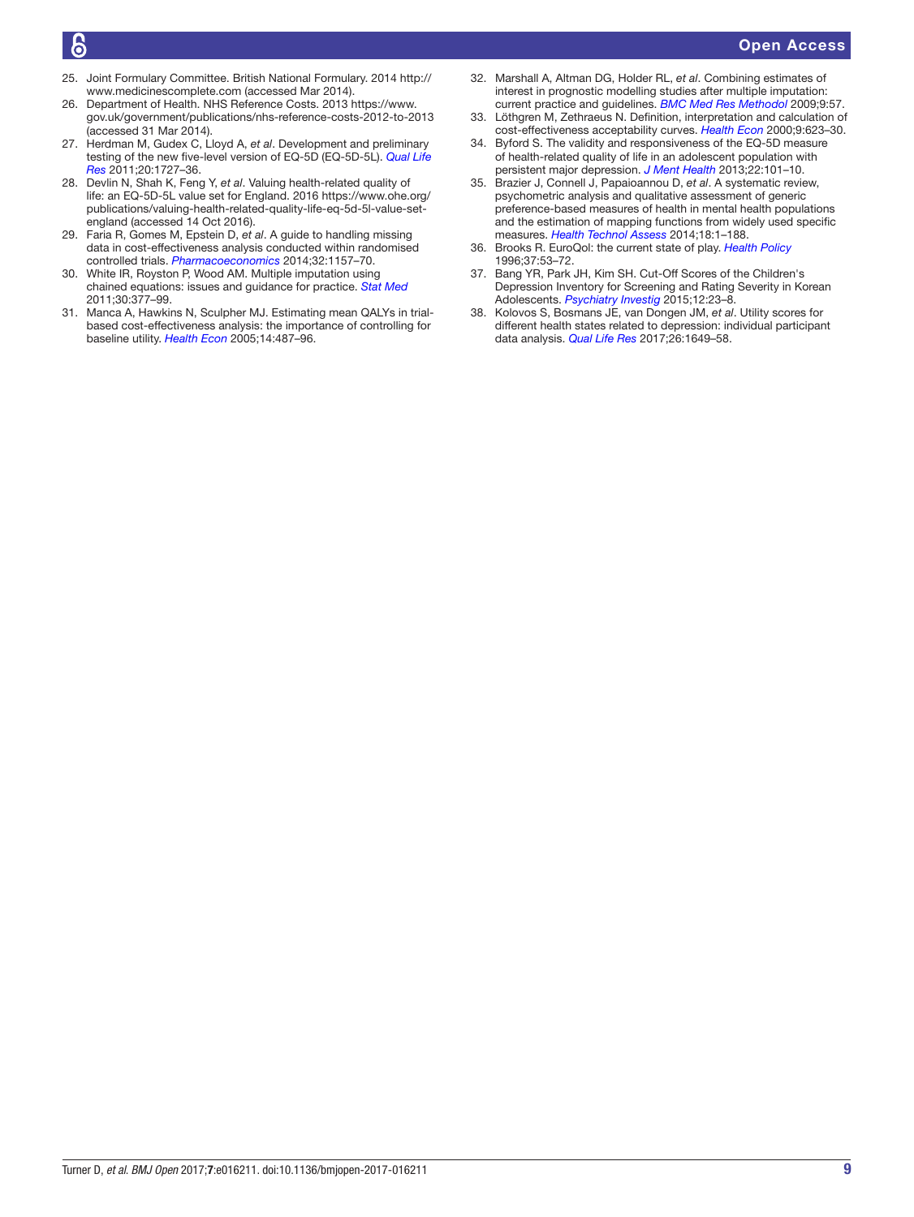25. Joint Formulary Committee. British National Formulary. 2014 http://www.medicinescomplete.com (accessed Mar 2014).
26. Department of Health. NHS Reference Costs. 2013 https://www.gov.uk/government/publications/nhs-reference-costs-2012-to-2013 (accessed 31 Mar 2014).
27. Herdman M, Gudex C, Lloyd A, *et al*. Development and preliminary testing of the new five-level version of EQ-5D (EQ-5D-5L). *Qual Life Res* 2011;20:1727–36.
28. Devlin N, Shah K, Feng Y, *et al*. Valuing health-related quality of life: an EQ-5D-5L value set for England. 2016 https://www.ohe.org/publications/valuing-health-related-quality-life-eq-5d-5l-value-set-england (accessed 14 Oct 2016).
29. Faria R, Gomes M, Epstein D, *et al*. A guide to handling missing data in cost-effectiveness analysis conducted within randomised controlled trials. *Pharmacoeconomics* 2014;32:1157–70.
30. White IR, Royston P, Wood AM. Multiple imputation using chained equations: issues and guidance for practice. *Stat Med* 2011;30:377–99.
31. Manca A, Hawkins N, Sculpher MJ. Estimating mean QALYs in trial-based cost-effectiveness analysis: the importance of controlling for baseline utility. *Health Econ* 2005;14:487–96.
32. Marshall A, Altman DG, Holder RL, *et al*. Combining estimates of interest in prognostic modelling studies after multiple imputation: current practice and guidelines. *BMC Med Res Methodol* 2009;9:57.
33. Löthgren M, Zethraeus N. Definition, interpretation and calculation of cost-effectiveness acceptability curves. *Health Econ* 2000;9:623–30.
34. Byford S. The validity and responsiveness of the EQ-5D measure of health-related quality of life in an adolescent population with persistent major depression. *J Ment Health* 2013;22:101–10.
35. Brazier J, Connell J, Papaioannou D, *et al*. A systematic review, psychometric analysis and qualitative assessment of generic preference-based measures of health in mental health populations and the estimation of mapping functions from widely used specific measures. *Health Technol Assess* 2014;18:1–188.
36. Brooks R. EuroQol: the current state of play. *Health Policy* 1996;37:53–72.
37. Bang YR, Park JH, Kim SH. Cut-Off Scores of the Children's Depression Inventory for Screening and Rating Severity in Korean Adolescents. *Psychiatry Investig* 2015;12:23–8.
38. Kolovos S, Bosmans JE, van Dongen JM, *et al*. Utility scores for different health states related to depression: individual participant data analysis. *Qual Life Res* 2017;26:1649–58.